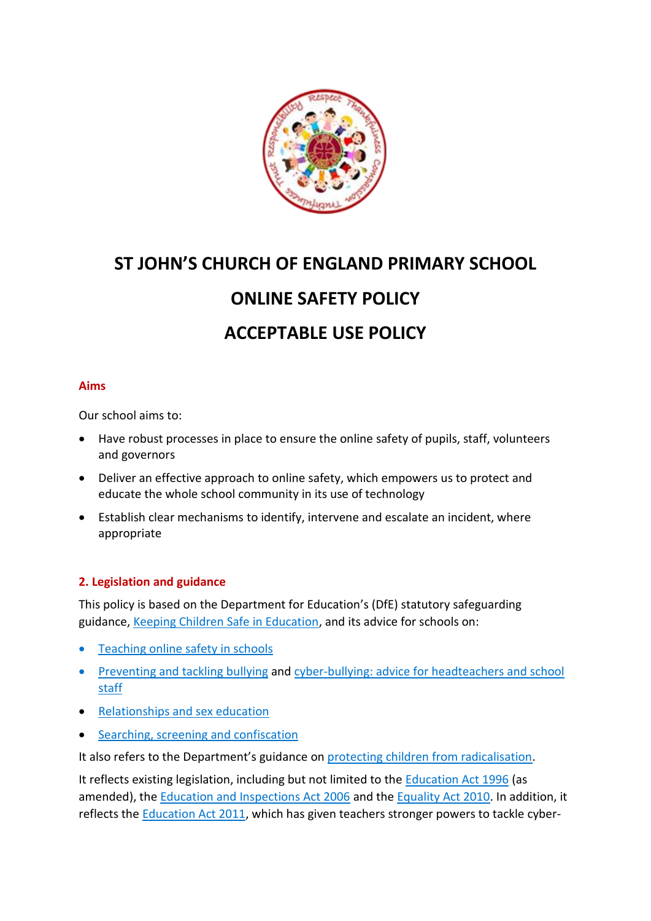# ST JOHN'S CHURCH OF ENGLAND PRIMARY SCHOOL

# ONLINE SAFETY POLICY

# ACCEPTABLE USE POLICY

## Aims

Our school aims to:

- Have robust processes in place to ensure the online safety of pupils, staff, volunteers and governors
- Deliver an effective approach to online safety, which empowers us to protect and educate the whole school community in its use of technology
- Establish clear mechanisms to identify, intervene and escalate an incident, where appropriate

## 2. Legislation and guidance

This policy is based on the Department for Education's (DfE) statutory safeguarding guidance, Keeping Children Safe in Education, and its advice for schools on:

- Teaching online safety in schools
- Preventing and tackling bullying and cyber-bullying: advice for headteachers and school staff
- Relationships and sex education
- Searching, screening and confiscation

It also refers to the Department's guidance on protecting children from radicalisation.

It reflects existing legislation, including but not limited to the Education Act 1996 (as amended), the Education and Inspections Act 2006 and the Equality Act 2010. In addition, it reflects the Education Act 2011, which has given teachers stronger powers to tackle cyber-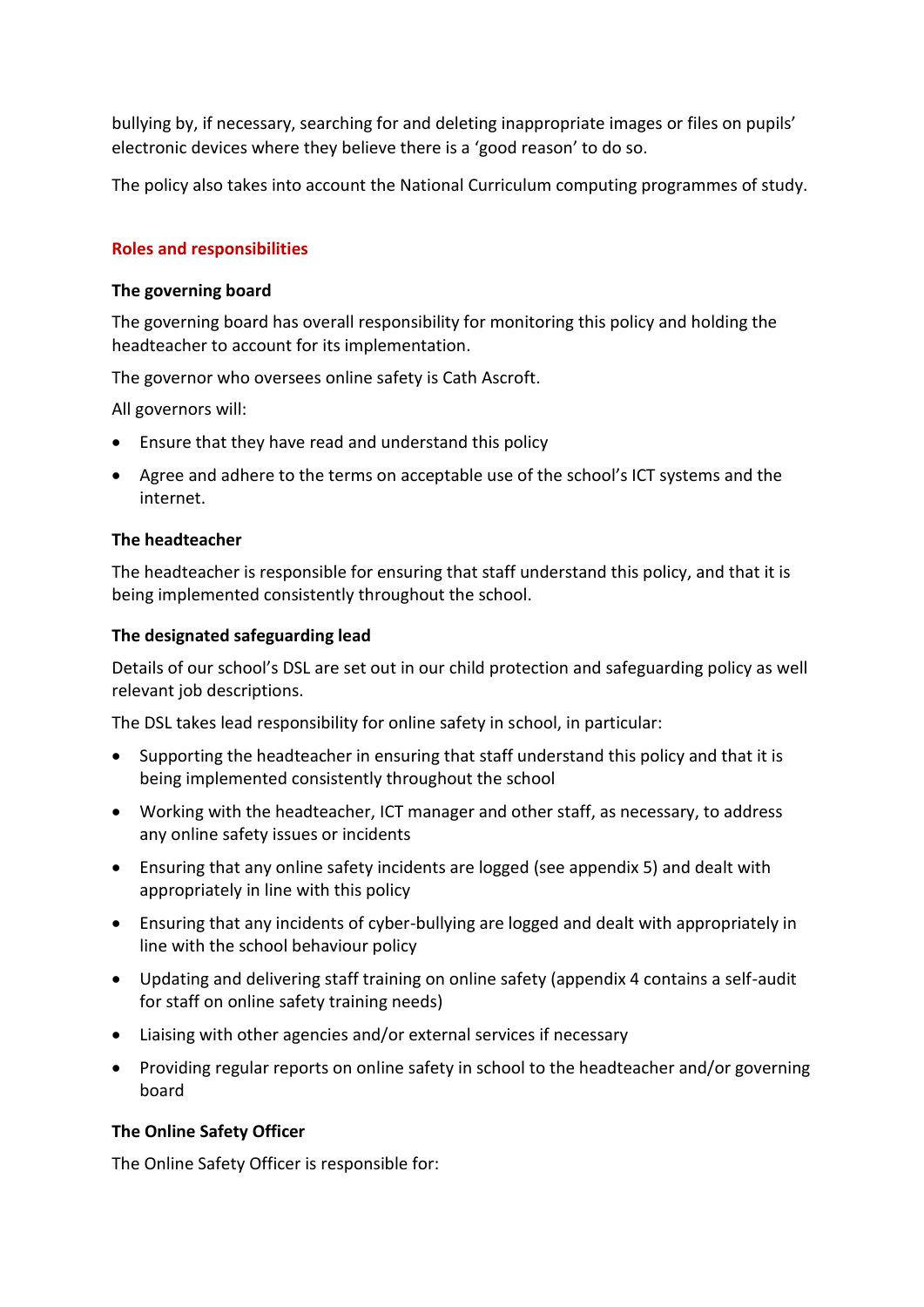bullying by, if necessary, searching for and deleting inappropriate images or files on pupils' electronic devices where they believe there is a 'good reason' to do so.

The policy also takes into account the National Curriculum computing programmes of study.

## Roles and responsibilities

### The governing board

The governing board has overall responsibility for monitoring this policy and holding the headteacher to account for its implementation.

The governor who oversees online safety is Cath Ascroft.

All governors will:

- Ensure that they have read and understand this policy
- Agree and adhere to the terms on acceptable use of the school's ICT systems and the internet.

### The headteacher

The headteacher is responsible for ensuring that staff understand this policy, and that it is being implemented consistently throughout the school.

### The designated safeguarding lead

Details of our school's DSL are set out in our child protection and safeguarding policy as well relevant job descriptions.

The DSL takes lead responsibility for online safety in school, in particular:

- Supporting the headteacher in ensuring that staff understand this policy and that it is being implemented consistently throughout the school
- Working with the headteacher, ICT manager and other staff, as necessary, to address any online safety issues or incidents
- Ensuring that any online safety incidents are logged (see appendix 5) and dealt with appropriately in line with this policy
- Ensuring that any incidents of cyber-bullying are logged and dealt with appropriately in line with the school behaviour policy
- Updating and delivering staff training on online safety (appendix 4 contains a self-audit for staff on online safety training needs)
- Liaising with other agencies and/or external services if necessary
- Providing regular reports on online safety in school to the headteacher and/or governing board

### The Online Safety Officer

The Online Safety Officer is responsible for: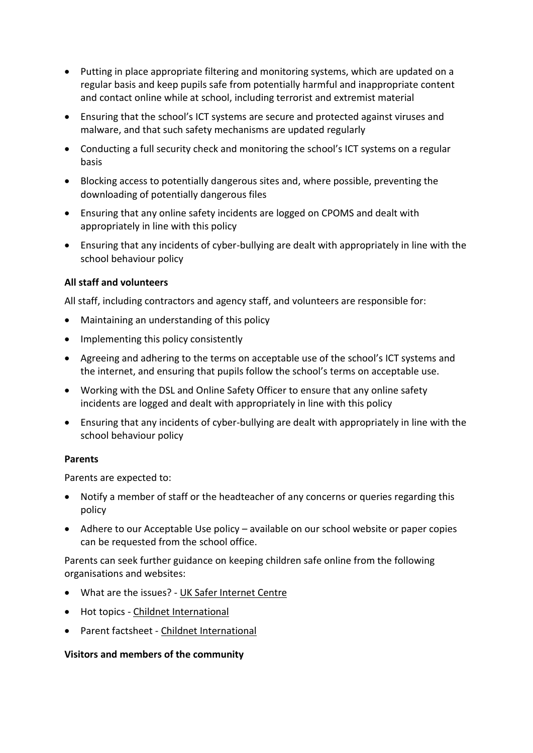- Putting in place appropriate filtering and monitoring systems, which are updated on a regular basis and keep pupils safe from potentially harmful and inappropriate content and contact online while at school, including terrorist and extremist material
- Ensuring that the school's ICT systems are secure and protected against viruses and malware, and that such safety mechanisms are updated regularly
- Conducting a full security check and monitoring the school's ICT systems on a regular basis
- Blocking access to potentially dangerous sites and, where possible, preventing the downloading of potentially dangerous files
- Ensuring that any online safety incidents are logged on CPOMS and dealt with appropriately in line with this policy
- Ensuring that any incidents of cyber-bullying are dealt with appropriately in line with the school behaviour policy

**All staff and volunteers**

All staff, including contractors and agency staff, and volunteers are responsible for:

- Maintaining an understanding of this policy
- Implementing this policy consistently
- Agreeing and adhering to the terms on acceptable use of the school's ICT systems and the internet, and ensuring that pupils follow the school's terms on acceptable use.
- Working with the DSL and Online Safety Officer to ensure that any online safety incidents are logged and dealt with appropriately in line with this policy
- Ensuring that any incidents of cyber-bullying are dealt with appropriately in line with the school behaviour policy

**Parents**

Parents are expected to:

- Notify a member of staff or the headteacher of any concerns or queries regarding this policy
- Adhere to our Acceptable Use policy – available on our school website or paper copies can be requested from the school office.

Parents can seek further guidance on keeping children safe online from the following organisations and websites:

- What are the issues? - UK Safer Internet Centre
- Hot topics - Childnet International
- Parent factsheet - Childnet International

**Visitors and members of the community**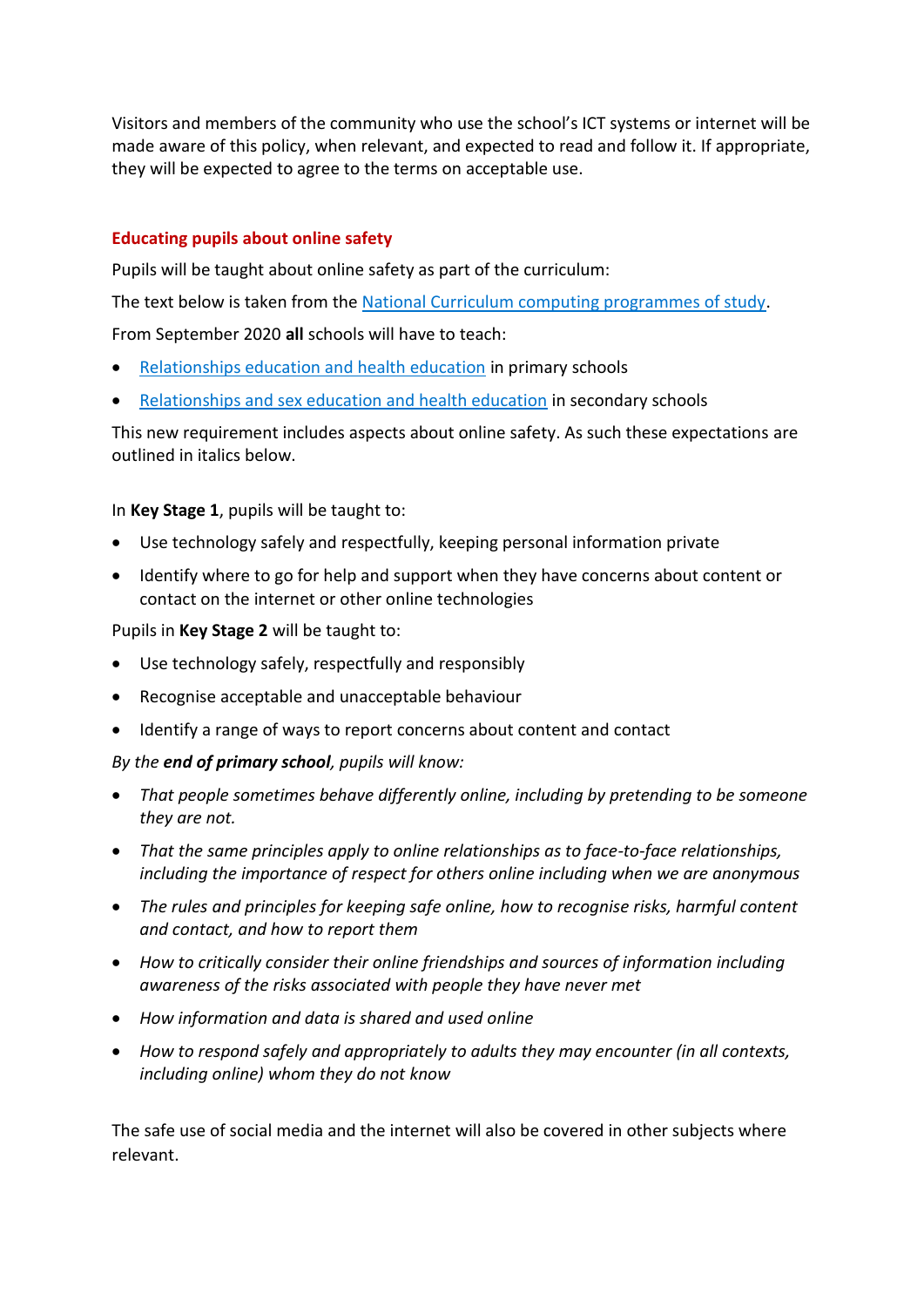Visitors and members of the community who use the school's ICT systems or internet will be made aware of this policy, when relevant, and expected to read and follow it. If appropriate, they will be expected to agree to the terms on acceptable use.

## Educating pupils about online safety

Pupils will be taught about online safety as part of the curriculum:

The text below is taken from the National Curriculum computing programmes of study.

From September 2020 **all** schools will have to teach:

- Relationships education and health education in primary schools
- Relationships and sex education and health education in secondary schools

This new requirement includes aspects about online safety. As such these expectations are outlined in italics below.

In **Key Stage 1**, pupils will be taught to:

- Use technology safely and respectfully, keeping personal information private
- Identify where to go for help and support when they have concerns about content or contact on the internet or other online technologies

Pupils in **Key Stage 2** will be taught to:

- Use technology safely, respectfully and responsibly
- Recognise acceptable and unacceptable behaviour
- Identify a range of ways to report concerns about content and contact

*By the **end of primary school**, pupils will know:*

- *That people sometimes behave differently online, including by pretending to be someone they are not.*
- *That the same principles apply to online relationships as to face-to-face relationships, including the importance of respect for others online including when we are anonymous*
- *The rules and principles for keeping safe online, how to recognise risks, harmful content and contact, and how to report them*
- *How to critically consider their online friendships and sources of information including awareness of the risks associated with people they have never met*
- *How information and data is shared and used online*
- *How to respond safely and appropriately to adults they may encounter (in all contexts, including online) whom they do not know*

The safe use of social media and the internet will also be covered in other subjects where relevant.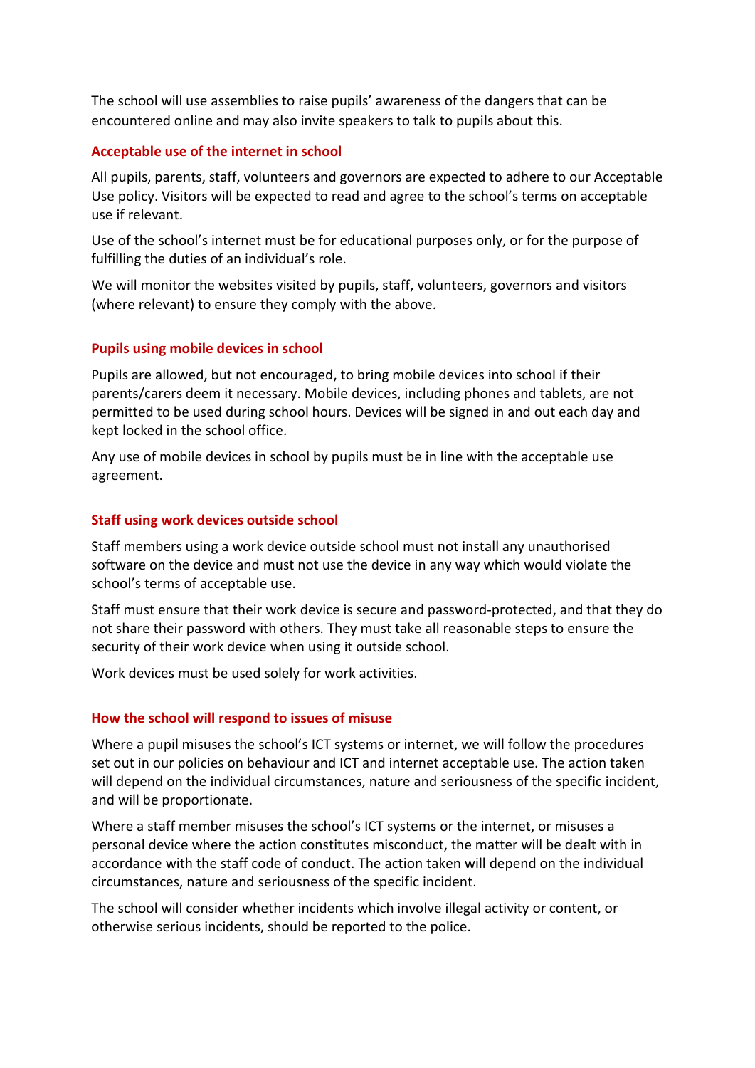The school will use assemblies to raise pupils' awareness of the dangers that can be encountered online and may also invite speakers to talk to pupils about this.

### Acceptable use of the internet in school

All pupils, parents, staff, volunteers and governors are expected to adhere to our Acceptable Use policy. Visitors will be expected to read and agree to the school's terms on acceptable use if relevant.

Use of the school's internet must be for educational purposes only, or for the purpose of fulfilling the duties of an individual's role.

We will monitor the websites visited by pupils, staff, volunteers, governors and visitors (where relevant) to ensure they comply with the above.

### Pupils using mobile devices in school

Pupils are allowed, but not encouraged, to bring mobile devices into school if their parents/carers deem it necessary. Mobile devices, including phones and tablets, are not permitted to be used during school hours. Devices will be signed in and out each day and kept locked in the school office.

Any use of mobile devices in school by pupils must be in line with the acceptable use agreement.

### Staff using work devices outside school

Staff members using a work device outside school must not install any unauthorised software on the device and must not use the device in any way which would violate the school's terms of acceptable use.

Staff must ensure that their work device is secure and password-protected, and that they do not share their password with others. They must take all reasonable steps to ensure the security of their work device when using it outside school.

Work devices must be used solely for work activities.

### How the school will respond to issues of misuse

Where a pupil misuses the school's ICT systems or internet, we will follow the procedures set out in our policies on behaviour and ICT and internet acceptable use. The action taken will depend on the individual circumstances, nature and seriousness of the specific incident, and will be proportionate.

Where a staff member misuses the school's ICT systems or the internet, or misuses a personal device where the action constitutes misconduct, the matter will be dealt with in accordance with the staff code of conduct. The action taken will depend on the individual circumstances, nature and seriousness of the specific incident.

The school will consider whether incidents which involve illegal activity or content, or otherwise serious incidents, should be reported to the police.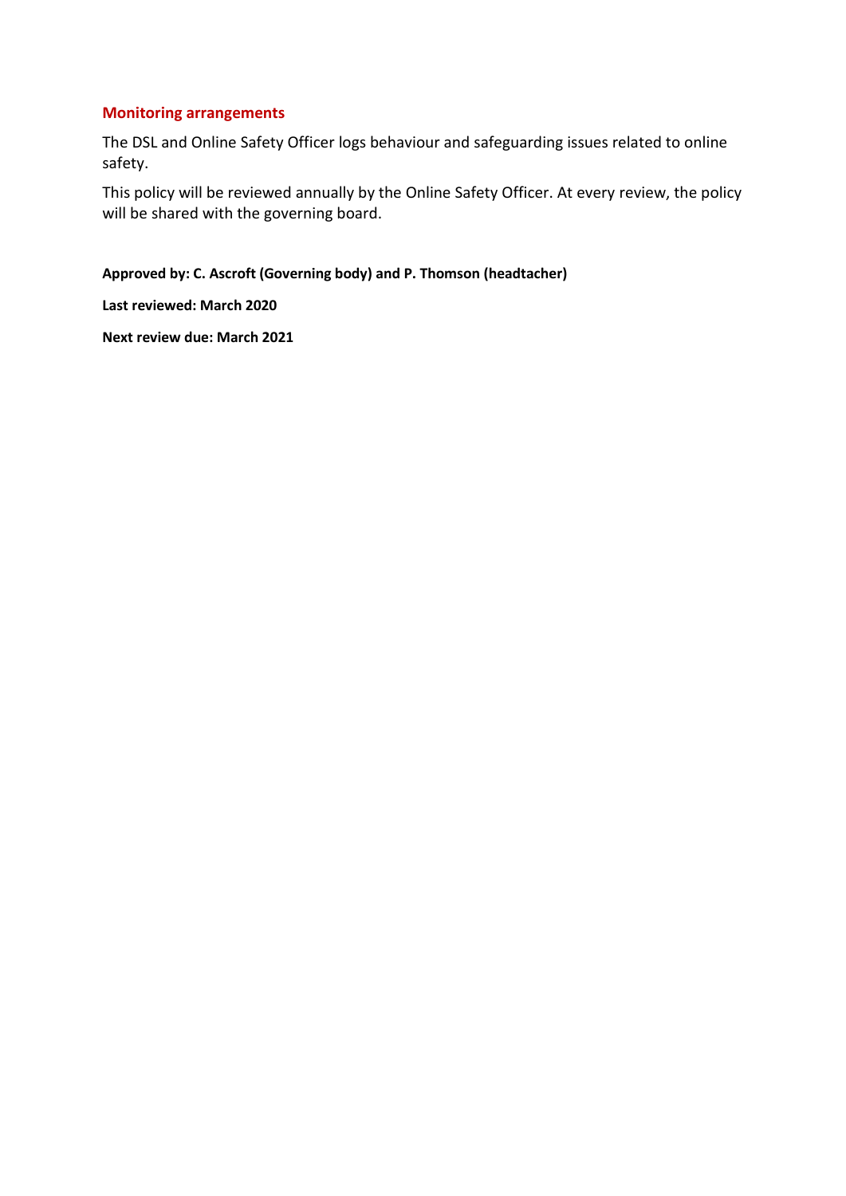## Monitoring arrangements

The DSL and Online Safety Officer logs behaviour and safeguarding issues related to online safety.

This policy will be reviewed annually by the Online Safety Officer. At every review, the policy will be shared with the governing board.

**Approved by: C. Ascroft (Governing body) and P. Thomson (headtacher)**

**Last reviewed: March 2020**

**Next review due: March 2021**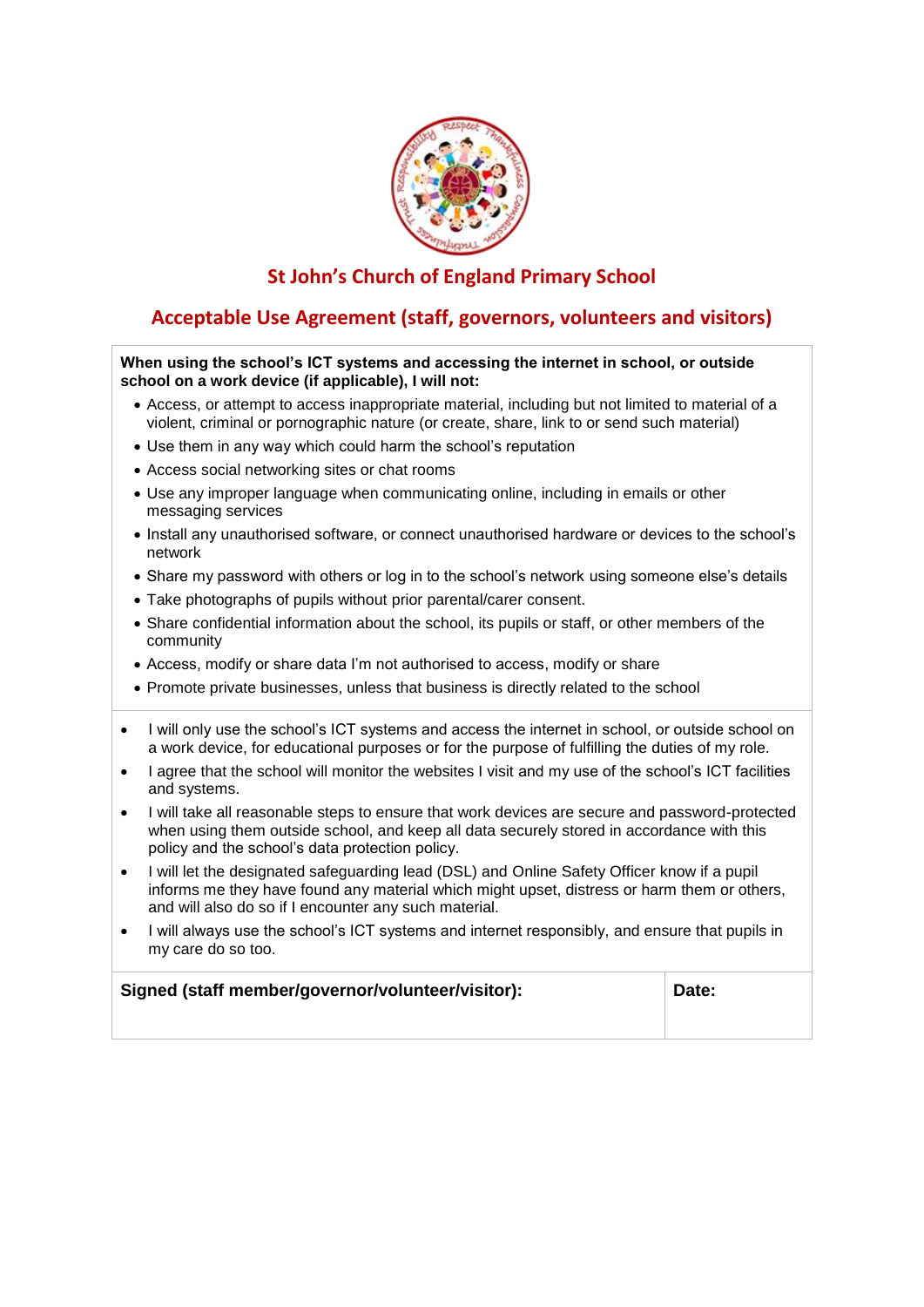## St John's Church of England Primary School

## Acceptable Use Agreement (staff, governors, volunteers and visitors)

**When using the school's ICT systems and accessing the internet in school, or outside school on a work device (if applicable), I will not:**

- Access, or attempt to access inappropriate material, including but not limited to material of a violent, criminal or pornographic nature (or create, share, link to or send such material)
- Use them in any way which could harm the school's reputation
- Access social networking sites or chat rooms
- Use any improper language when communicating online, including in emails or other messaging services
- Install any unauthorised software, or connect unauthorised hardware or devices to the school's network
- Share my password with others or log in to the school's network using someone else's details
- Take photographs of pupils without prior parental/carer consent.
- Share confidential information about the school, its pupils or staff, or other members of the community
- Access, modify or share data I'm not authorised to access, modify or share
- Promote private businesses, unless that business is directly related to the school

- I will only use the school's ICT systems and access the internet in school, or outside school on a work device, for educational purposes or for the purpose of fulfilling the duties of my role.
- I agree that the school will monitor the websites I visit and my use of the school's ICT facilities and systems.
- I will take all reasonable steps to ensure that work devices are secure and password-protected when using them outside school, and keep all data securely stored in accordance with this policy and the school's data protection policy.
- I will let the designated safeguarding lead (DSL) and Online Safety Officer know if a pupil informs me they have found any material which might upset, distress or harm them or others, and will also do so if I encounter any such material.
- I will always use the school's ICT systems and internet responsibly, and ensure that pupils in my care do so too.

| **Signed (staff member/governor/volunteer/visitor):** | **Date:** |
|---|---|
| | |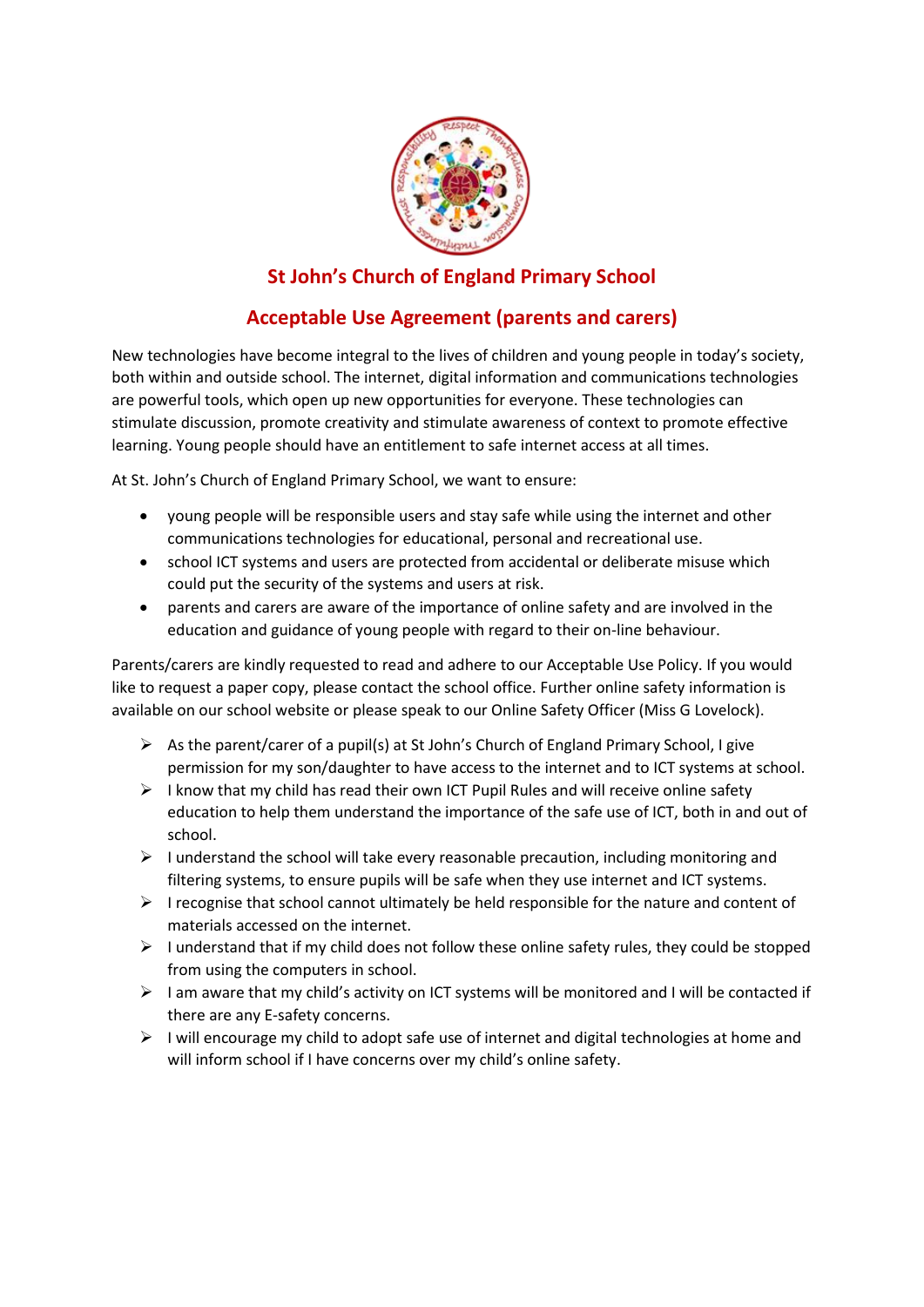## St John's Church of England Primary School

## Acceptable Use Agreement (parents and carers)

New technologies have become integral to the lives of children and young people in today's society, both within and outside school. The internet, digital information and communications technologies are powerful tools, which open up new opportunities for everyone. These technologies can stimulate discussion, promote creativity and stimulate awareness of context to promote effective learning. Young people should have an entitlement to safe internet access at all times.

At St. John's Church of England Primary School, we want to ensure:

- young people will be responsible users and stay safe while using the internet and other communications technologies for educational, personal and recreational use.
- school ICT systems and users are protected from accidental or deliberate misuse which could put the security of the systems and users at risk.
- parents and carers are aware of the importance of online safety and are involved in the education and guidance of young people with regard to their on-line behaviour.

Parents/carers are kindly requested to read and adhere to our Acceptable Use Policy. If you would like to request a paper copy, please contact the school office. Further online safety information is available on our school website or please speak to our Online Safety Officer (Miss G Lovelock).

- As the parent/carer of a pupil(s) at St John's Church of England Primary School, I give permission for my son/daughter to have access to the internet and to ICT systems at school.
- I know that my child has read their own ICT Pupil Rules and will receive online safety education to help them understand the importance of the safe use of ICT, both in and out of school.
- I understand the school will take every reasonable precaution, including monitoring and filtering systems, to ensure pupils will be safe when they use internet and ICT systems.
- I recognise that school cannot ultimately be held responsible for the nature and content of materials accessed on the internet.
- I understand that if my child does not follow these online safety rules, they could be stopped from using the computers in school.
- I am aware that my child's activity on ICT systems will be monitored and I will be contacted if there are any E-safety concerns.
- I will encourage my child to adopt safe use of internet and digital technologies at home and will inform school if I have concerns over my child's online safety.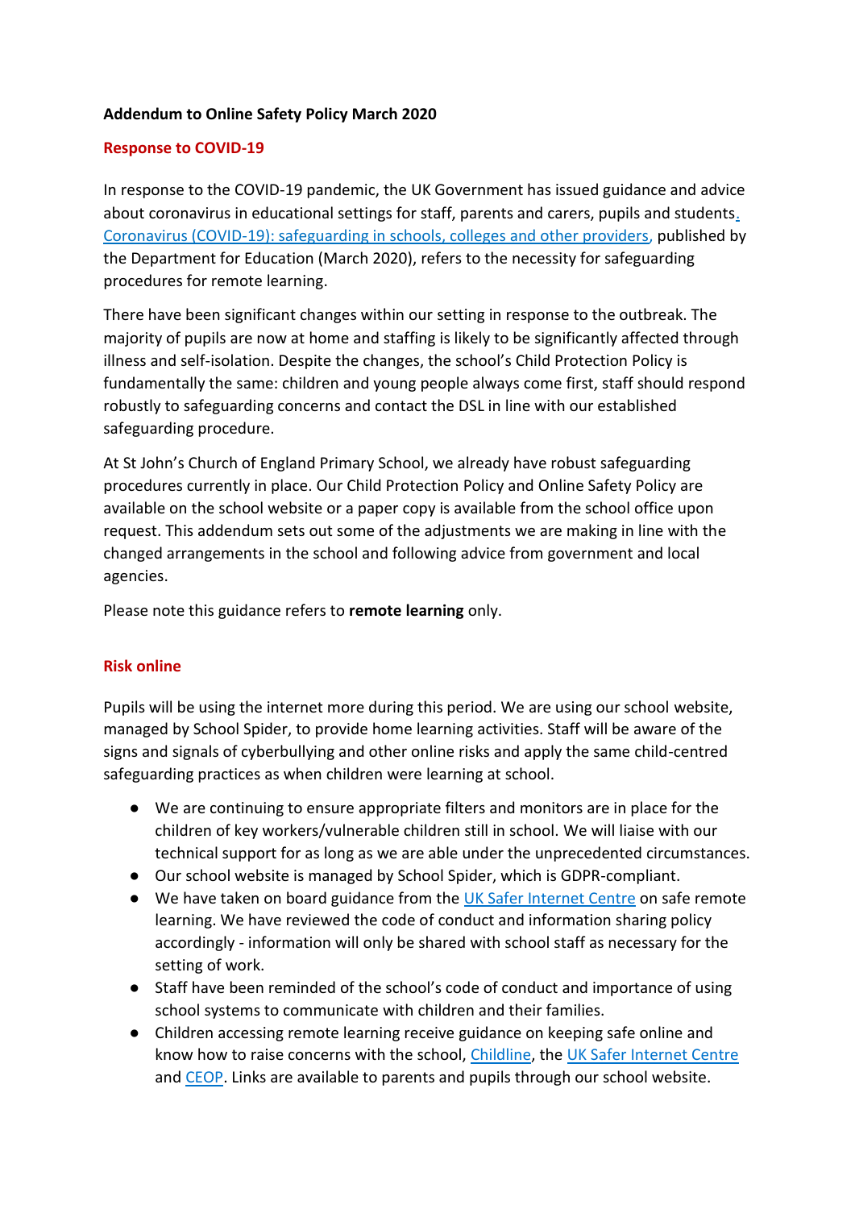**Addendum to Online Safety Policy March 2020**

**Response to COVID-19**

In response to the COVID-19 pandemic, the UK Government has issued guidance and advice about coronavirus in educational settings for staff, parents and carers, pupils and students. Coronavirus (COVID-19): safeguarding in schools, colleges and other providers, published by the Department for Education (March 2020), refers to the necessity for safeguarding procedures for remote learning.

There have been significant changes within our setting in response to the outbreak. The majority of pupils are now at home and staffing is likely to be significantly affected through illness and self-isolation. Despite the changes, the school's Child Protection Policy is fundamentally the same: children and young people always come first, staff should respond robustly to safeguarding concerns and contact the DSL in line with our established safeguarding procedure.

At St John's Church of England Primary School, we already have robust safeguarding procedures currently in place. Our Child Protection Policy and Online Safety Policy are available on the school website or a paper copy is available from the school office upon request. This addendum sets out some of the adjustments we are making in line with the changed arrangements in the school and following advice from government and local agencies.

Please note this guidance refers to **remote learning** only.

**Risk online**

Pupils will be using the internet more during this period. We are using our school website, managed by School Spider, to provide home learning activities. Staff will be aware of the signs and signals of cyberbullying and other online risks and apply the same child-centred safeguarding practices as when children were learning at school.

- We are continuing to ensure appropriate filters and monitors are in place for the children of key workers/vulnerable children still in school. We will liaise with our technical support for as long as we are able under the unprecedented circumstances.
- Our school website is managed by School Spider, which is GDPR-compliant.
- We have taken on board guidance from the UK Safer Internet Centre on safe remote learning. We have reviewed the code of conduct and information sharing policy accordingly - information will only be shared with school staff as necessary for the setting of work.
- Staff have been reminded of the school's code of conduct and importance of using school systems to communicate with children and their families.
- Children accessing remote learning receive guidance on keeping safe online and know how to raise concerns with the school, Childline, the UK Safer Internet Centre and CEOP. Links are available to parents and pupils through our school website.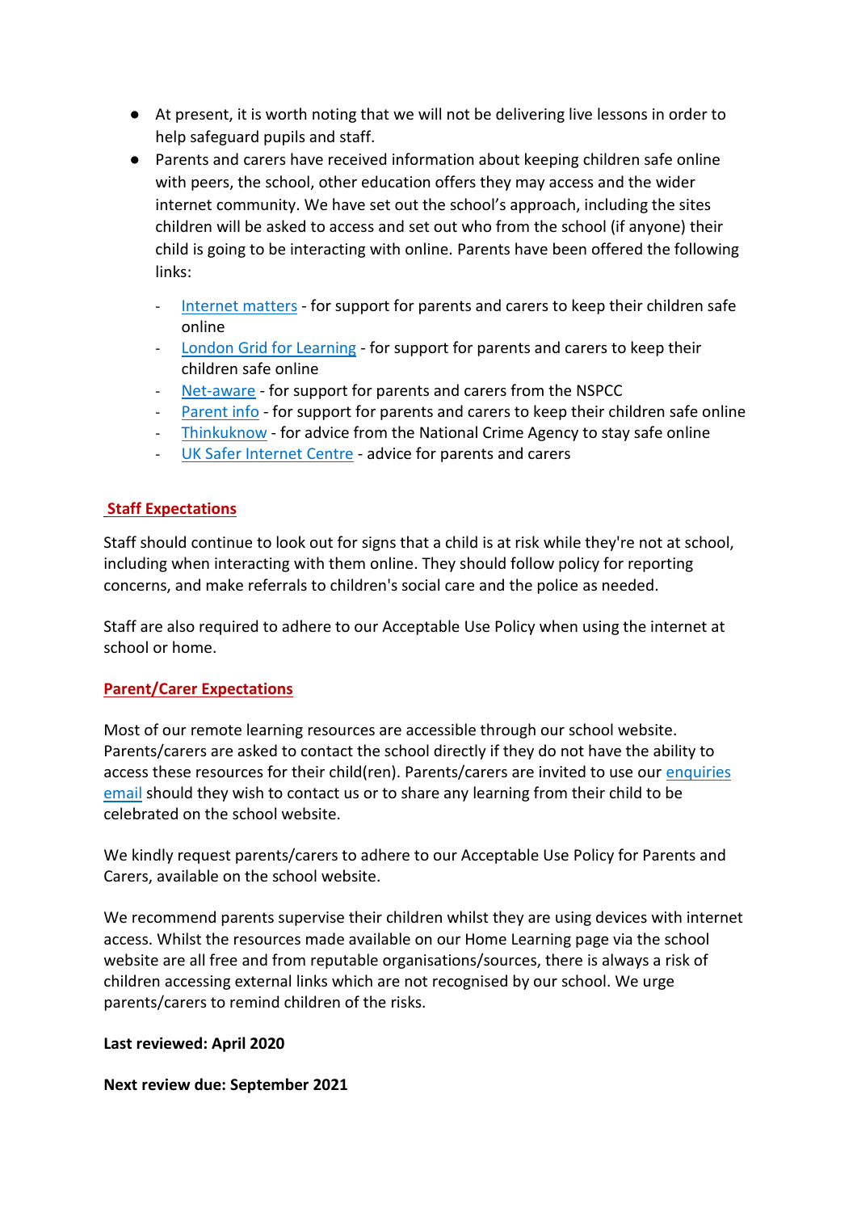- At present, it is worth noting that we will not be delivering live lessons in order to help safeguard pupils and staff.
- Parents and carers have received information about keeping children safe online with peers, the school, other education offers they may access and the wider internet community. We have set out the school's approach, including the sites children will be asked to access and set out who from the school (if anyone) their child is going to be interacting with online. Parents have been offered the following links:
    - Internet matters - for support for parents and carers to keep their children safe online
    - London Grid for Learning - for support for parents and carers to keep their children safe online
    - Net-aware - for support for parents and carers from the NSPCC
    - Parent info - for support for parents and carers to keep their children safe online
    - Thinkuknow - for advice from the National Crime Agency to stay safe online
    - UK Safer Internet Centre - advice for parents and carers

## Staff Expectations

Staff should continue to look out for signs that a child is at risk while they're not at school, including when interacting with them online. They should follow policy for reporting concerns, and make referrals to children's social care and the police as needed.

Staff are also required to adhere to our Acceptable Use Policy when using the internet at school or home.

## Parent/Carer Expectations

Most of our remote learning resources are accessible through our school website. Parents/carers are asked to contact the school directly if they do not have the ability to access these resources for their child(ren). Parents/carers are invited to use our enquiries email should they wish to contact us or to share any learning from their child to be celebrated on the school website.

We kindly request parents/carers to adhere to our Acceptable Use Policy for Parents and Carers, available on the school website.

We recommend parents supervise their children whilst they are using devices with internet access. Whilst the resources made available on our Home Learning page via the school website are all free and from reputable organisations/sources, there is always a risk of children accessing external links which are not recognised by our school. We urge parents/carers to remind children of the risks.

**Last reviewed: April 2020**

**Next review due: September 2021**